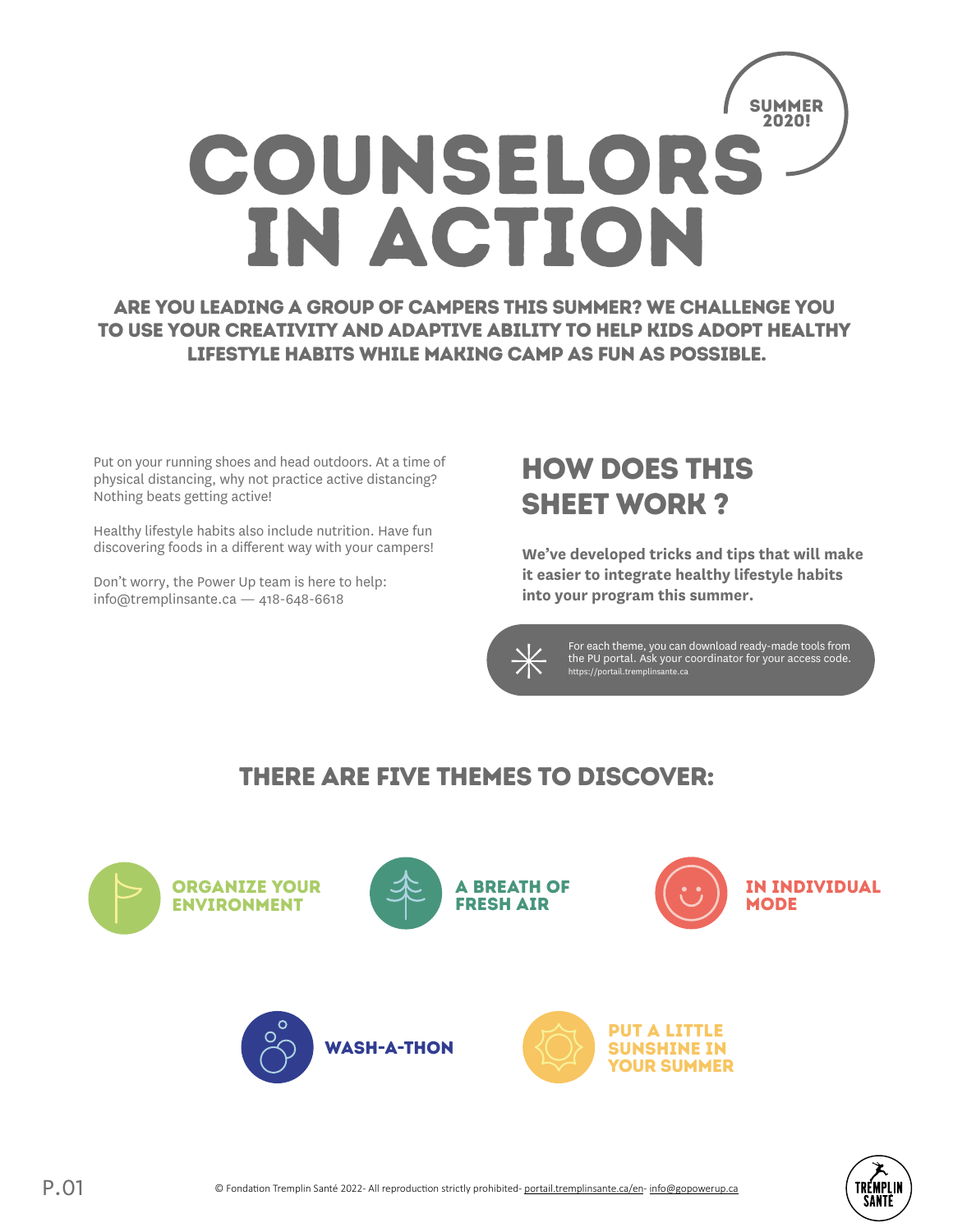SUMMER 2020!

# COUNSELORS IN ACTION

**ARE YOU LEADING A GROUP OF CAMPERS THIS SUMMER? WE CHALLENGE YOU TO USE YOUR CREATIVITY AND ADAPTIVE ABILITY TO HELP KIDS ADOPT HEALTHY LIFESTYLE HABITS WHILE MAKING CAMP AS FUN AS POSSIBLE.**

Put on your running shoes and head outdoors. At a time of physical distancing, why not practice active distancing? Nothing beats getting active!

Healthy lifestyle habits also include nutrition. Have fun discovering foods in a different way with your campers!

Don't worry, the Power Up team is here to help:
info@tremplinsante.ca — 418-648-6618

## HOW DOES THIS SHEET WORK ?

**We've developed tricks and tips that will make it easier to integrate healthy lifestyle habits into your program this summer.**

For each theme, you can download ready-made tools from the PU portal. Ask your coordinator for your access code.
https://portail.tremplinsante.ca

## THERE ARE FIVE THEMES TO DISCOVER:

- ORGANIZE YOUR ENVIRONMENT
- A BREATH OF FRESH AIR
- IN INDIVIDUAL MODE
- WASH-A-THON
- PUT A LITTLE SUNSHINE IN YOUR SUMMER

© Fondation Tremplin Santé 2022- All reproduction strictly prohibited- portail.tremplinsante.ca/en- info@gopowerup.ca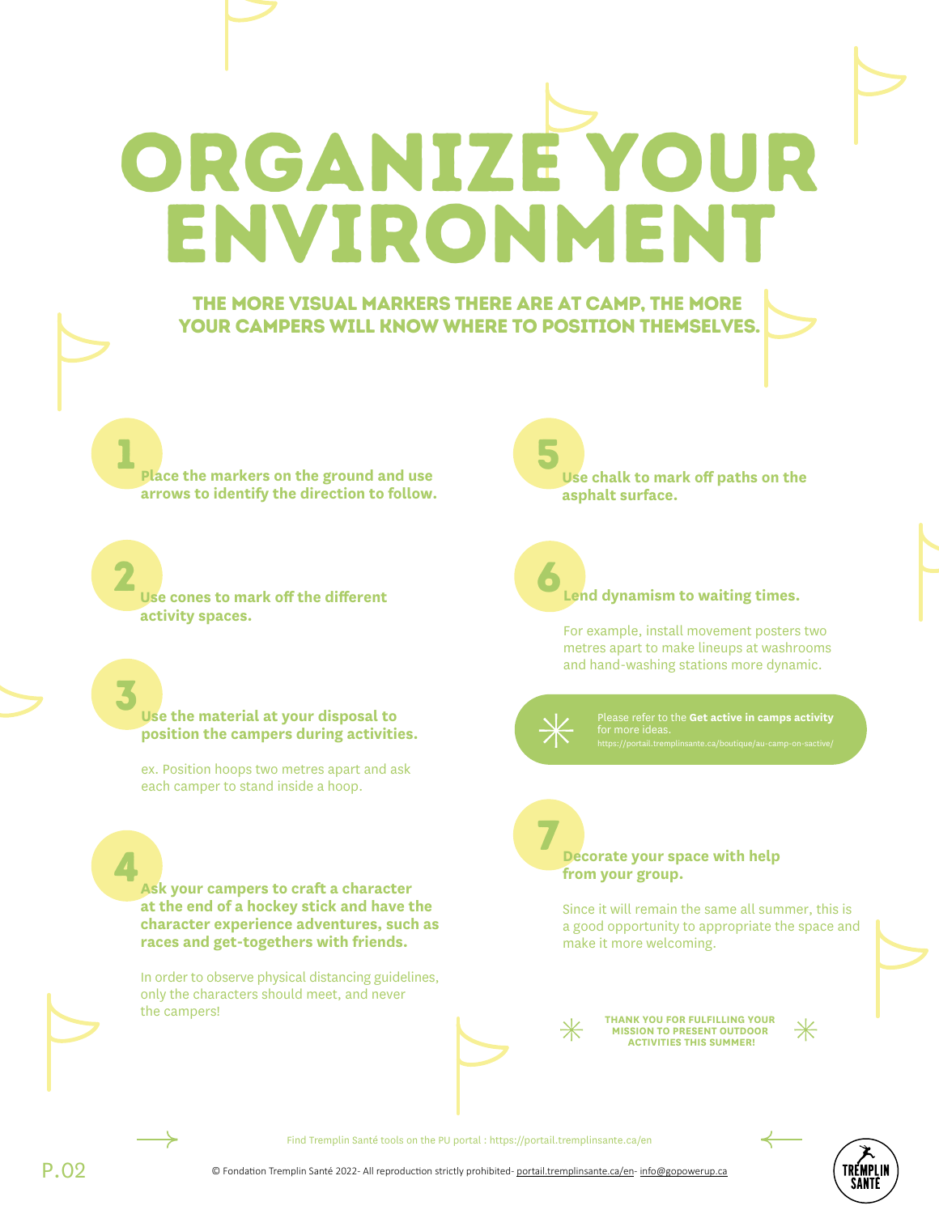# ORGANIZE YOUR ENVIRONMENT

## THE MORE VISUAL MARKERS THERE ARE AT CAMP, THE MORE YOUR CAMPERS WILL KNOW WHERE TO POSITION THEMSELVES.

**1** **Place the markers on the ground and use arrows to identify the direction to follow.**

**2** **Use cones to mark off the different activity spaces.**

**3** **Use the material at your disposal to position the campers during activities.**

ex. Position hoops two metres apart and ask each camper to stand inside a hoop.

**4** **Ask your campers to craft a character at the end of a hockey stick and have the character experience adventures, such as races and get-togethers with friends.**

In order to observe physical distancing guidelines, only the characters should meet, and never the campers!

**5** **Use chalk to mark off paths on the asphalt surface.**

**6** **Lend dynamism to waiting times.**

For example, install movement posters two metres apart to make lineups at washrooms and hand-washing stations more dynamic.

Please refer to the **Get active in camps activity** for more ideas.
https://portail.tremplinsante.ca/boutique/au-camp-on-sactive/

**7** **Decorate your space with help from your group.**

Since it will remain the same all summer, this is a good opportunity to appropriate the space and make it more welcoming.

**THANK YOU FOR FULFILLING YOUR MISSION TO PRESENT OUTDOOR ACTIVITIES THIS SUMMER!**

Find Tremplin Santé tools on the PU portal : https://portail.tremplinsante.ca/en

© Fondation Tremplin Santé 2022- All reproduction strictly prohibited- portail.tremplinsante.ca/en- info@gopowerup.ca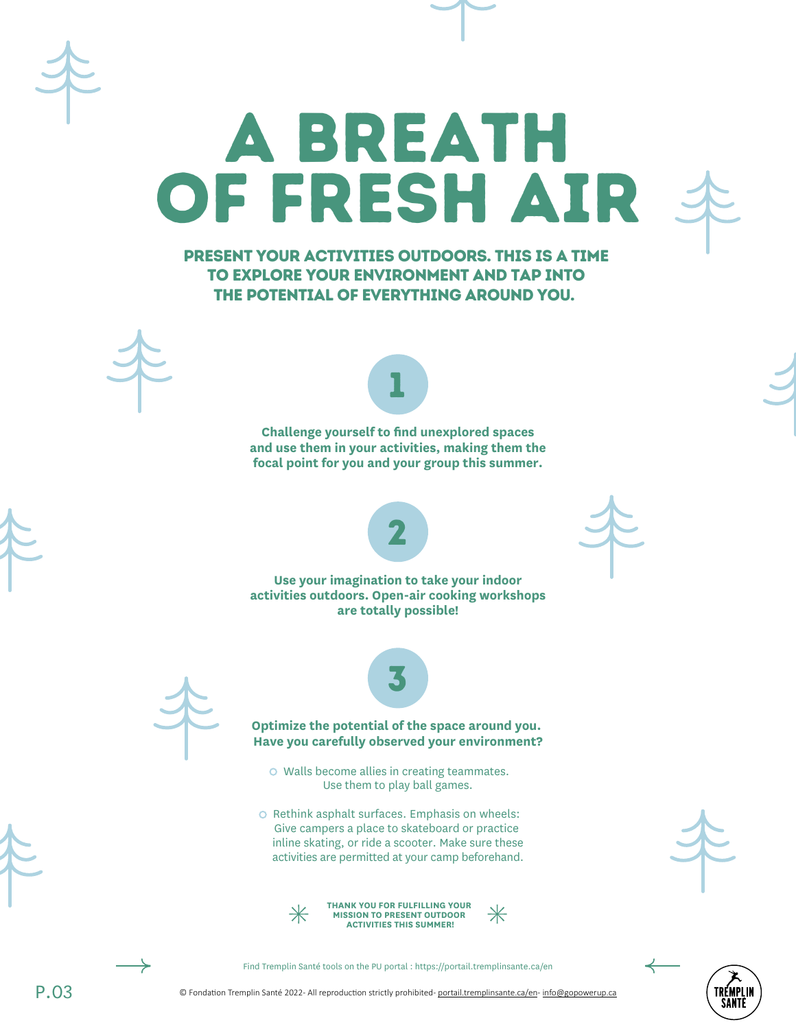# A BREATH OF FRESH AIR

**PRESENT YOUR ACTIVITIES OUTDOORS. THIS IS A TIME TO EXPLORE YOUR ENVIRONMENT AND TAP INTO THE POTENTIAL OF EVERYTHING AROUND YOU.**

## 1

**Challenge yourself to find unexplored spaces and use them in your activities, making them the focal point for you and your group this summer.**

## 2

**Use your imagination to take your indoor activities outdoors. Open-air cooking workshops are totally possible!**

## 3

**Optimize the potential of the space around you. Have you carefully observed your environment?**

- Walls become allies in creating teammates. Use them to play ball games.
- Rethink asphalt surfaces. Emphasis on wheels: Give campers a place to skateboard or practice inline skating, or ride a scooter. Make sure these activities are permitted at your camp beforehand.

**THANK YOU FOR FULFILLING YOUR MISSION TO PRESENT OUTDOOR ACTIVITIES THIS SUMMER!**

Find Tremplin Santé tools on the PU portal : https://portail.tremplinsante.ca/en

© Fondation Tremplin Santé 2022- All reproduction strictly prohibited- portail.tremplinsante.ca/en- info@gopowerup.ca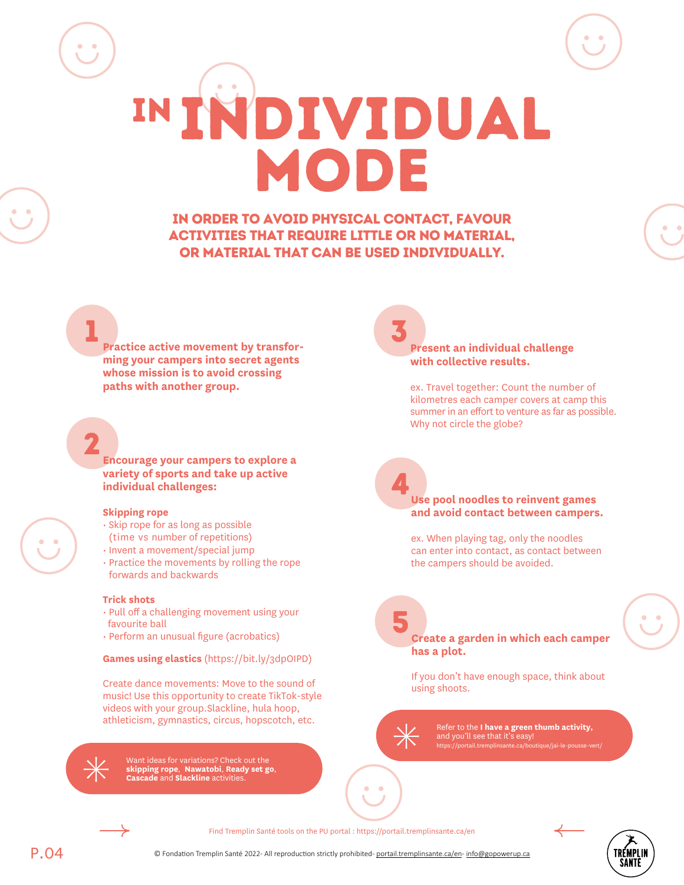# IN INDIVIDUAL MODE

**IN ORDER TO AVOID PHYSICAL CONTACT, FAVOUR ACTIVITIES THAT REQUIRE LITTLE OR NO MATERIAL, OR MATERIAL THAT CAN BE USED INDIVIDUALLY.**

## 1

**Practice active movement by transforming your campers into secret agents whose mission is to avoid crossing paths with another group.**

## 2

**Encourage your campers to explore a variety of sports and take up active individual challenges:**

**Skipping rope**

- Skip rope for as long as possible (time vs number of repetitions)
- Invent a movement/special jump
- Practice the movements by rolling the rope forwards and backwards

**Trick shots**

- Pull off a challenging movement using your favourite ball
- Perform an unusual figure (acrobatics)

**Games using elastics** (https://bit.ly/3dpOIPD)

Create dance movements: Move to the sound of music! Use this opportunity to create TikTok-style videos with your group.Slackline, hula hoop, athleticism, gymnastics, circus, hopscotch, etc.

Want ideas for variations? Check out the **skipping rope**, **Nawatobi**, **Ready set go**, **Cascade** and **Slackline** activities.

## 3

**Present an individual challenge with collective results.**

ex. Travel together: Count the number of kilometres each camper covers at camp this summer in an effort to venture as far as possible. Why not circle the globe?

## 4

**Use pool noodles to reinvent games and avoid contact between campers.**

ex. When playing tag, only the noodles can enter into contact, as contact between the campers should be avoided.

## 5

**Create a garden in which each camper has a plot.**

If you don't have enough space, think about using shoots.

Refer to the **I have a green thumb activity,** and you'll see that it's easy!
https://portail.tremplinsante.ca/boutique/jai-le-pousse-vert/

Find Tremplin Santé tools on the PU portal : https://portail.tremplinsante.ca/en

© Fondation Tremplin Santé 2022- All reproduction strictly prohibited- portail.tremplinsante.ca/en- info@gopowerup.ca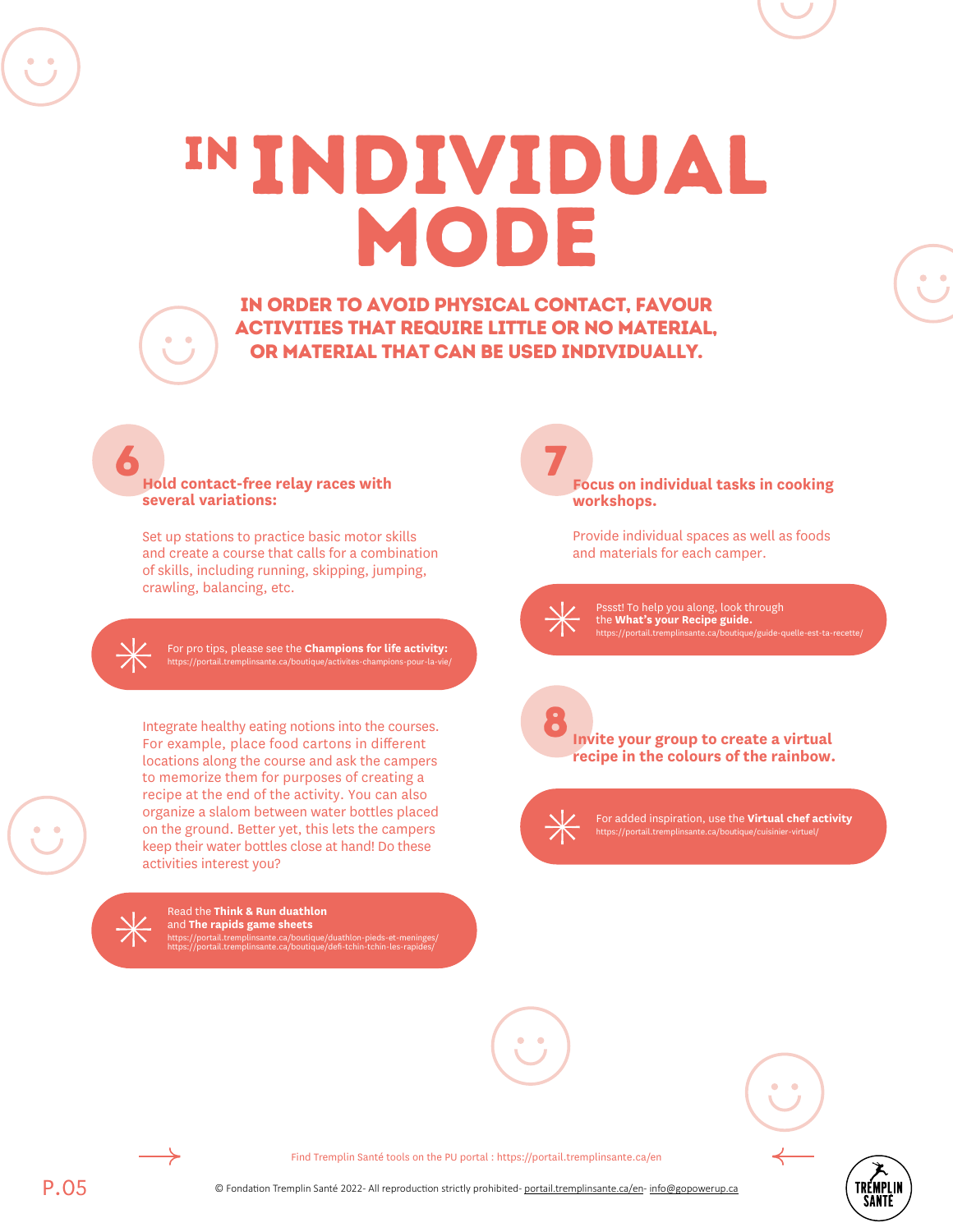# IN INDIVIDUAL MODE

## IN ORDER TO AVOID PHYSICAL CONTACT, FAVOUR ACTIVITIES THAT REQUIRE LITTLE OR NO MATERIAL, OR MATERIAL THAT CAN BE USED INDIVIDUALLY.

### 6 Hold contact-free relay races with several variations:

Set up stations to practice basic motor skills and create a course that calls for a combination of skills, including running, skipping, jumping, crawling, balancing, etc.

For pro tips, please see the **Champions for life activity:**
https://portail.tremplinsante.ca/boutique/activites-champions-pour-la-vie/

Integrate healthy eating notions into the courses. For example, place food cartons in different locations along the course and ask the campers to memorize them for purposes of creating a recipe at the end of the activity. You can also organize a slalom between water bottles placed on the ground. Better yet, this lets the campers keep their water bottles close at hand! Do these activities interest you?

Read the **Think & Run duathlon** and **The rapids game sheets**
https://portail.tremplinsante.ca/boutique/duathlon-pieds-et-meninges/
https://portail.tremplinsante.ca/boutique/defi-tchin-tchin-les-rapides/

### 7 Focus on individual tasks in cooking workshops.

Provide individual spaces as well as foods and materials for each camper.

Pssst! To help you along, look through the **What's your Recipe guide.**
https://portail.tremplinsante.ca/boutique/guide-quelle-est-ta-recette/

### 8 Invite your group to create a virtual recipe in the colours of the rainbow.

For added inspiration, use the **Virtual chef activity**
https://portail.tremplinsante.ca/boutique/cuisinier-virtuel/

Find Tremplin Santé tools on the PU portal : https://portail.tremplinsante.ca/en

© Fondation Tremplin Santé 2022- All reproduction strictly prohibited- portail.tremplinsante.ca/en- info@gopowerup.ca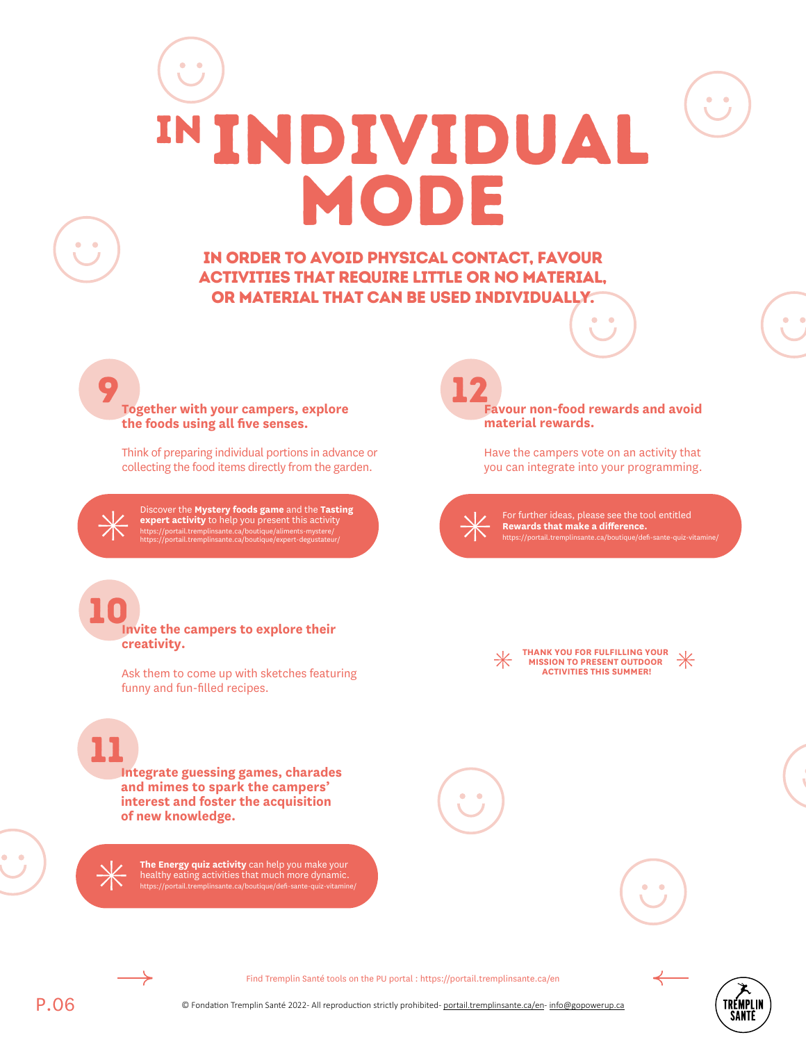# IN INDIVIDUAL MODE

**IN ORDER TO AVOID PHYSICAL CONTACT, FAVOUR ACTIVITIES THAT REQUIRE LITTLE OR NO MATERIAL, OR MATERIAL THAT CAN BE USED INDIVIDUALLY.**

## 9

**Together with your campers, explore the foods using all five senses.**

Think of preparing individual portions in advance or collecting the food items directly from the garden.

Discover the **Mystery foods game** and the **Tasting expert activity** to help you present this activity
https://portail.tremplinsante.ca/boutique/aliments-mystere/
https://portail.tremplinsante.ca/boutique/expert-degustateur/

## 10

**Invite the campers to explore their creativity.**

Ask them to come up with sketches featuring funny and fun-filled recipes.

## 11

**Integrate guessing games, charades and mimes to spark the campers' interest and foster the acquisition of new knowledge.**

**The Energy quiz activity** can help you make your healthy eating activities that much more dynamic.
https://portail.tremplinsante.ca/boutique/defi-sante-quiz-vitamine/

## 12

**Favour non-food rewards and avoid material rewards.**

Have the campers vote on an activity that you can integrate into your programming.

For further ideas, please see the tool entitled **Rewards that make a difference.**
https://portail.tremplinsante.ca/boutique/defi-sante-quiz-vitamine/

**THANK YOU FOR FULFILLING YOUR MISSION TO PRESENT OUTDOOR ACTIVITIES THIS SUMMER!**

Find Tremplin Santé tools on the PU portal : https://portail.tremplinsante.ca/en

© Fondation Tremplin Santé 2022- All reproduction strictly prohibited- portail.tremplinsante.ca/en- info@gopowerup.ca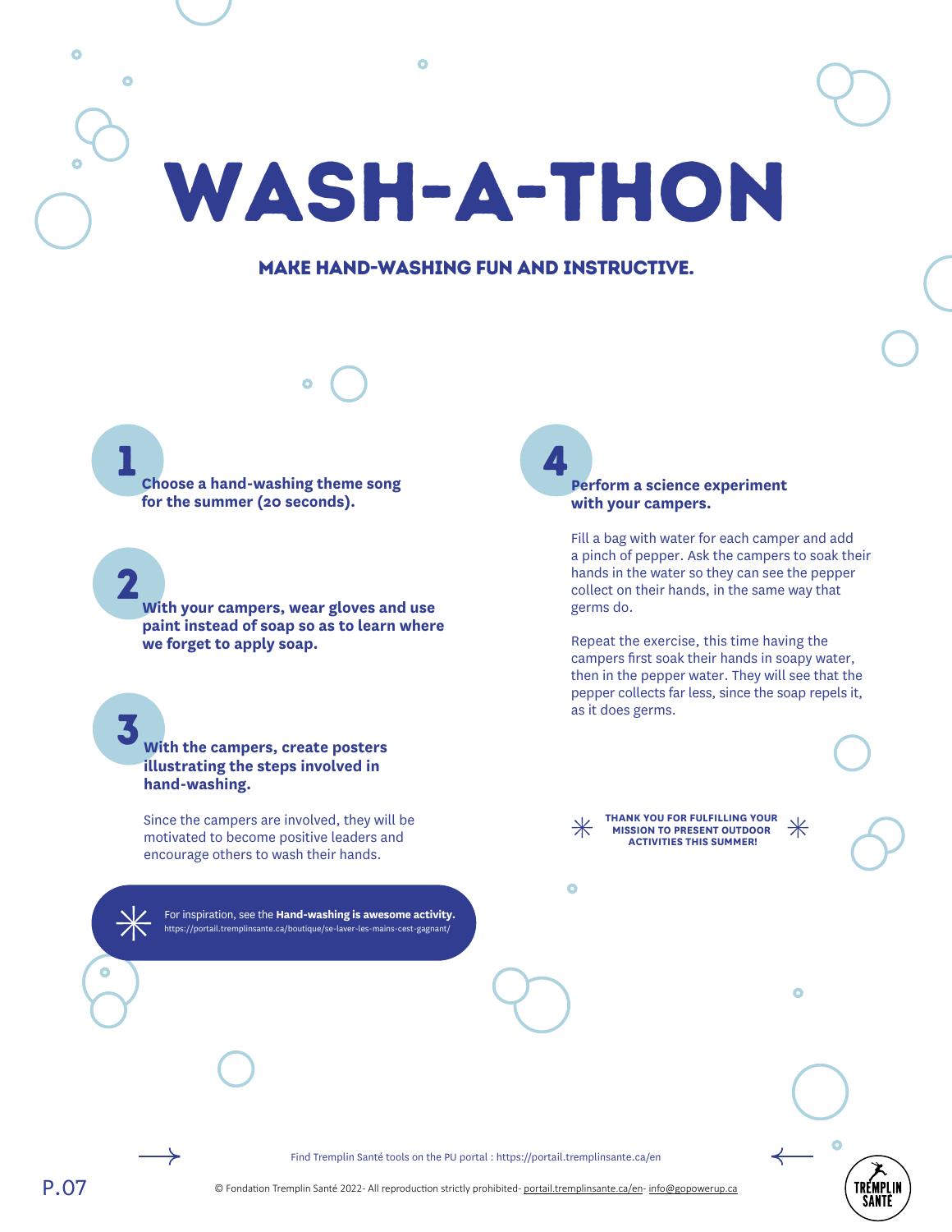# WASH-A-THON

## MAKE HAND-WASHING FUN AND INSTRUCTIVE.

**1** **Choose a hand-washing theme song for the summer (20 seconds).**

**2** **With your campers, wear gloves and use paint instead of soap so as to learn where we forget to apply soap.**

**3** **With the campers, create posters illustrating the steps involved in hand-washing.**

Since the campers are involved, they will be motivated to become positive leaders and encourage others to wash their hands.

For inspiration, see the **Hand-washing is awesome activity.**
https://portail.tremplinsante.ca/boutique/se-laver-les-mains-cest-gagnant/

**4** **Perform a science experiment with your campers.**

Fill a bag with water for each camper and add a pinch of pepper. Ask the campers to soak their hands in the water so they can see the pepper collect on their hands, in the same way that germs do.

Repeat the exercise, this time having the campers first soak their hands in soapy water, then in the pepper water. They will see that the pepper collects far less, since the soap repels it, as it does germs.

**THANK YOU FOR FULFILLING YOUR MISSION TO PRESENT OUTDOOR ACTIVITIES THIS SUMMER!**

Find Tremplin Santé tools on the PU portal : https://portail.tremplinsante.ca/en

© Fondation Tremplin Santé 2022- All reproduction strictly prohibited- portail.tremplinsante.ca/en- info@gopowerup.ca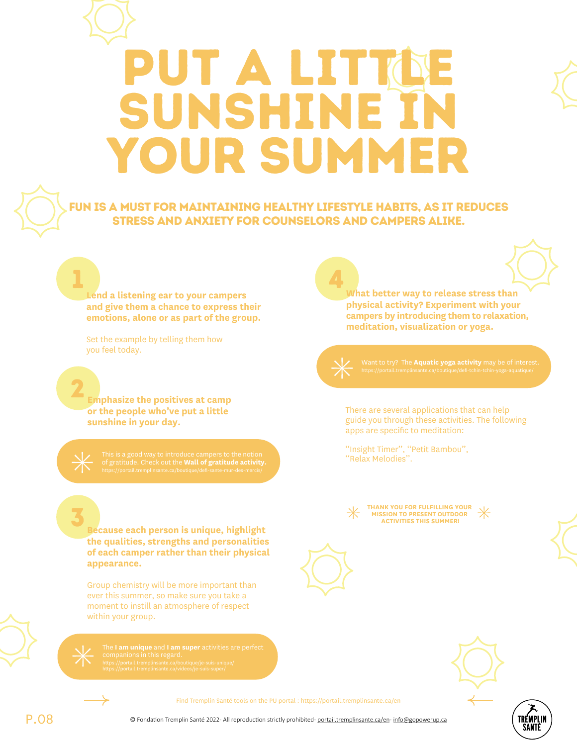# PUT A LITTLE SUNSHINE IN YOUR SUMMER

## FUN IS A MUST FOR MAINTAINING HEALTHY LIFESTYLE HABITS, AS IT REDUCES STRESS AND ANXIETY FOR COUNSELORS AND CAMPERS ALIKE.

### 1

**Lend a listening ear to your campers and give them a chance to express their emotions, alone or as part of the group.**

Set the example by telling them how you feel today.

### 2

**Emphasize the positives at camp or the people who've put a little sunshine in your day.**

This is a good way to introduce campers to the notion of gratitude. Check out the **Wall of gratitude activity.**
https://portail.tremplinsante.ca/boutique/defi-sante-mur-des-mercis/

### 3

**Because each person is unique, highlight the qualities, strengths and personalities of each camper rather than their physical appearance.**

Group chemistry will be more important than ever this summer, so make sure you take a moment to instill an atmosphere of respect within your group.

The **I am unique** and **I am super** activities are perfect companions in this regard.
https://portail.tremplinsante.ca/boutique/je-suis-unique/
https://portail.tremplinsante.ca/videos/je-suis-super/

### 4

**What better way to release stress than physical activity? Experiment with your campers by introducing them to relaxation, meditation, visualization or yoga.**

Want to try? The **Aquatic yoga activity** may be of interest.
https://portail.tremplinsante.ca/boutique/defi-tchin-tchin-yoga-aquatique/

There are several applications that can help guide you through these activities. The following apps are specific to meditation:

"Insight Timer", "Petit Bambou", "Relax Melodies".

**THANK YOU FOR FULFILLING YOUR MISSION TO PRESENT OUTDOOR ACTIVITIES THIS SUMMER!**

Find Tremplin Santé tools on the PU portal : https://portail.tremplinsante.ca/en

© Fondation Tremplin Santé 2022- All reproduction strictly prohibited- portail.tremplinsante.ca/en- info@gopowerup.ca